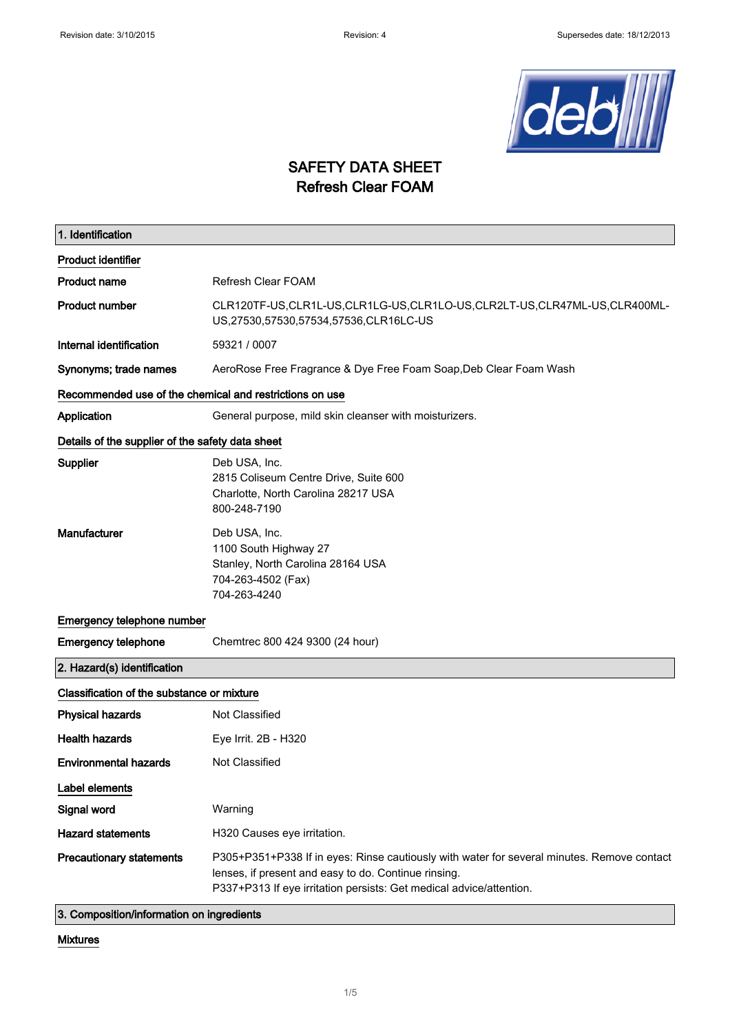# SAFETY DATA SHEET
# Refresh Clear FOAM

## 1. Identification

**Product identifier**

| | |
|---|---|
| **Product name** | Refresh Clear FOAM |
| **Product number** | CLR120TF-US,CLR1L-US,CLR1LG-US,CLR1LO-US,CLR2LT-US,CLR47ML-US,CLR400ML-US,27530,57530,57534,57536,CLR16LC-US |
| **Internal identification** | 59321 / 0007 |
| **Synonyms; trade names** | AeroRose Free Fragrance & Dye Free Foam Soap,Deb Clear Foam Wash |

**Recommended use of the chemical and restrictions on use**

| | |
|---|---|
| **Application** | General purpose, mild skin cleanser with moisturizers. |

**Details of the supplier of the safety data sheet**

| | |
|---|---|
| **Supplier** | Deb USA, Inc.<br>2815 Coliseum Centre Drive, Suite 600<br>Charlotte, North Carolina 28217 USA<br>800-248-7190 |
| **Manufacturer** | Deb USA, Inc.<br>1100 South Highway 27<br>Stanley, North Carolina 28164 USA<br>704-263-4502 (Fax)<br>704-263-4240 |

**Emergency telephone number**

| | |
|---|---|
| **Emergency telephone** | Chemtrec 800 424 9300 (24 hour) |

## 2. Hazard(s) identification

**Classification of the substance or mixture**

| | |
|---|---|
| **Physical hazards** | Not Classified |
| **Health hazards** | Eye Irrit. 2B - H320 |
| **Environmental hazards** | Not Classified |

**Label elements**

| | |
|---|---|
| **Signal word** | Warning |
| **Hazard statements** | H320 Causes eye irritation. |
| **Precautionary statements** | P305+P351+P338 If in eyes: Rinse cautiously with water for several minutes. Remove contact lenses, if present and easy to do. Continue rinsing.<br>P337+P313 If eye irritation persists: Get medical advice/attention. |

## 3. Composition/information on ingredients

**Mixtures**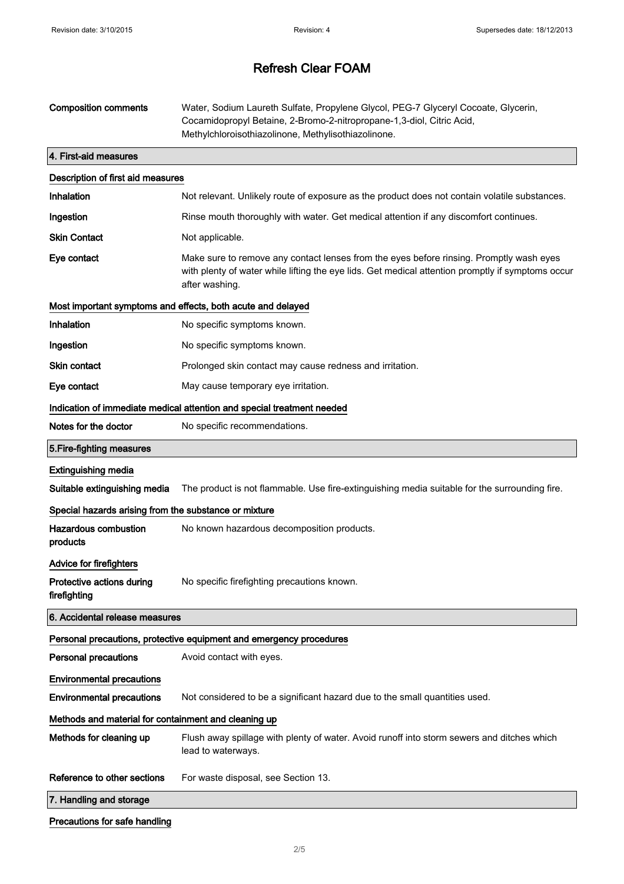| | |
|---|---|
| **Composition comments** | Water, Sodium Laureth Sulfate, Propylene Glycol, PEG-7 Glyceryl Cocoate, Glycerin, Cocamidopropyl Betaine, 2-Bromo-2-nitropropane-1,3-diol, Citric Acid, Methylchloroisothiazolinone, Methylisothiazolinone. |

## 4. First-aid measures

### Description of first aid measures

| | |
|---|---|
| **Inhalation** | Not relevant. Unlikely route of exposure as the product does not contain volatile substances. |
| **Ingestion** | Rinse mouth thoroughly with water. Get medical attention if any discomfort continues. |
| **Skin Contact** | Not applicable. |
| **Eye contact** | Make sure to remove any contact lenses from the eyes before rinsing. Promptly wash eyes with plenty of water while lifting the eye lids. Get medical attention promptly if symptoms occur after washing. |

### Most important symptoms and effects, both acute and delayed

| | |
|---|---|
| **Inhalation** | No specific symptoms known. |
| **Ingestion** | No specific symptoms known. |
| **Skin contact** | Prolonged skin contact may cause redness and irritation. |
| **Eye contact** | May cause temporary eye irritation. |

### Indication of immediate medical attention and special treatment needed

| | |
|---|---|
| **Notes for the doctor** | No specific recommendations. |

## 5.Fire-fighting measures

### Extinguishing media

| | |
|---|---|
| **Suitable extinguishing media** | The product is not flammable. Use fire-extinguishing media suitable for the surrounding fire. |

### Special hazards arising from the substance or mixture

| | |
|---|---|
| **Hazardous combustion products** | No known hazardous decomposition products. |

### Advice for firefighters

| | |
|---|---|
| **Protective actions during firefighting** | No specific firefighting precautions known. |

## 6. Accidental release measures

### Personal precautions, protective equipment and emergency procedures

| | |
|---|---|
| **Personal precautions** | Avoid contact with eyes. |

### Environmental precautions

| | |
|---|---|
| **Environmental precautions** | Not considered to be a significant hazard due to the small quantities used. |

### Methods and material for containment and cleaning up

| | |
|---|---|
| **Methods for cleaning up** | Flush away spillage with plenty of water. Avoid runoff into storm sewers and ditches which lead to waterways. |
| **Reference to other sections** | For waste disposal, see Section 13. |

## 7. Handling and storage

### Precautions for safe handling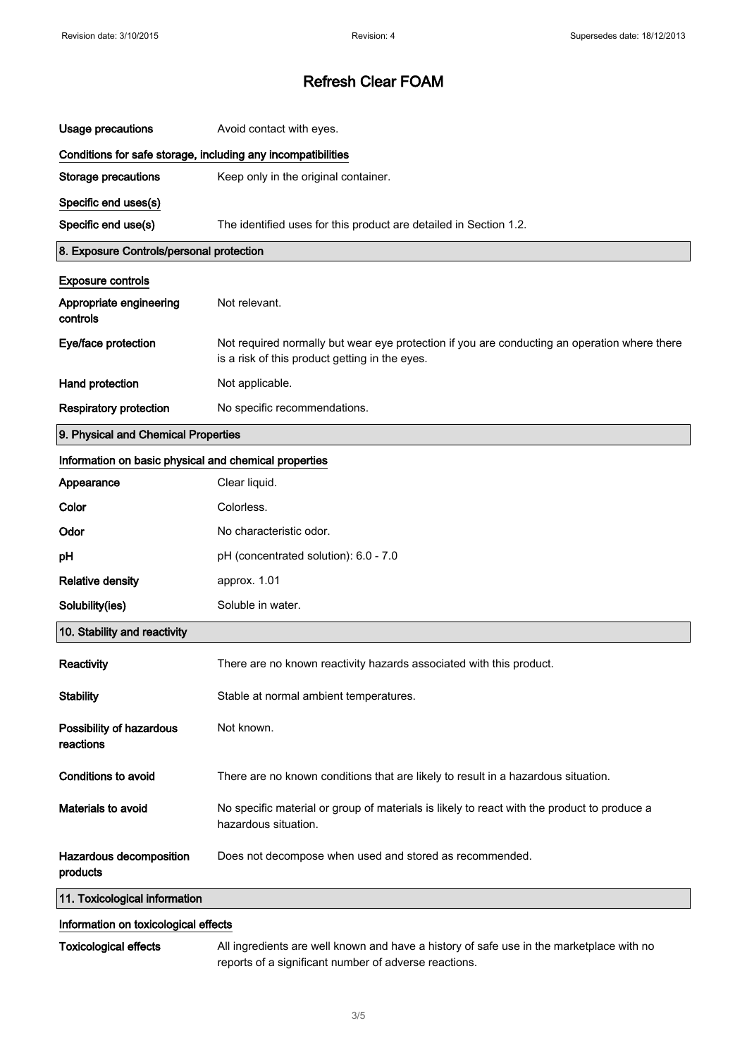# Refresh Clear FOAM

| | |
|---|---|
| **Usage precautions** | Avoid contact with eyes. |

### Conditions for safe storage, including any incompatibilities

| | |
|---|---|
| **Storage precautions** | Keep only in the original container. |

### Specific end uses(s)

| | |
|---|---|
| **Specific end use(s)** | The identified uses for this product are detailed in Section 1.2. |

## 8. Exposure Controls/personal protection

### Exposure controls

| | |
|---|---|
| **Appropriate engineering controls** | Not relevant. |
| **Eye/face protection** | Not required normally but wear eye protection if you are conducting an operation where there is a risk of this product getting in the eyes. |
| **Hand protection** | Not applicable. |
| **Respiratory protection** | No specific recommendations. |

## 9. Physical and Chemical Properties

### Information on basic physical and chemical properties

| | |
|---|---|
| **Appearance** | Clear liquid. |
| **Color** | Colorless. |
| **Odor** | No characteristic odor. |
| **pH** | pH (concentrated solution): 6.0 - 7.0 |
| **Relative density** | approx. 1.01 |
| **Solubility(ies)** | Soluble in water. |

## 10. Stability and reactivity

| | |
|---|---|
| **Reactivity** | There are no known reactivity hazards associated with this product. |
| **Stability** | Stable at normal ambient temperatures. |
| **Possibility of hazardous reactions** | Not known. |
| **Conditions to avoid** | There are no known conditions that are likely to result in a hazardous situation. |
| **Materials to avoid** | No specific material or group of materials is likely to react with the product to produce a hazardous situation. |
| **Hazardous decomposition products** | Does not decompose when used and stored as recommended. |

## 11. Toxicological information

### Information on toxicological effects

| | |
|---|---|
| **Toxicological effects** | All ingredients are well known and have a history of safe use in the marketplace with no reports of a significant number of adverse reactions. |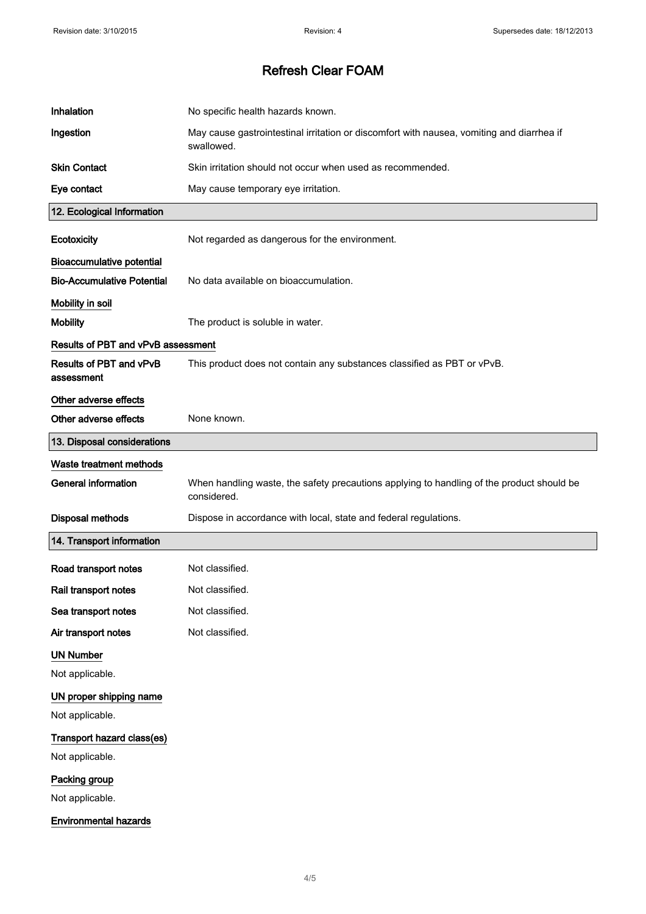| | |
|---|---|
| **Inhalation** | No specific health hazards known. |
| **Ingestion** | May cause gastrointestinal irritation or discomfort with nausea, vomiting and diarrhea if swallowed. |
| **Skin Contact** | Skin irritation should not occur when used as recommended. |
| **Eye contact** | May cause temporary eye irritation. |

## 12. Ecological Information

**Ecotoxicity** Not regarded as dangerous for the environment.

### Bioaccumulative potential

**Bio-Accumulative Potential** No data available on bioaccumulation.

### Mobility in soil

**Mobility** The product is soluble in water.

### Results of PBT and vPvB assessment

**Results of PBT and vPvB assessment** This product does not contain any substances classified as PBT or vPvB.

### Other adverse effects

**Other adverse effects** None known.

## 13. Disposal considerations

### Waste treatment methods

**General information** When handling waste, the safety precautions applying to handling of the product should be considered.

**Disposal methods** Dispose in accordance with local, state and federal regulations.

## 14. Transport information

| | |
|---|---|
| **Road transport notes** | Not classified. |
| **Rail transport notes** | Not classified. |
| **Sea transport notes** | Not classified. |
| **Air transport notes** | Not classified. |

### UN Number

Not applicable.

### UN proper shipping name

Not applicable.

### Transport hazard class(es)

Not applicable.

### Packing group

Not applicable.

### Environmental hazards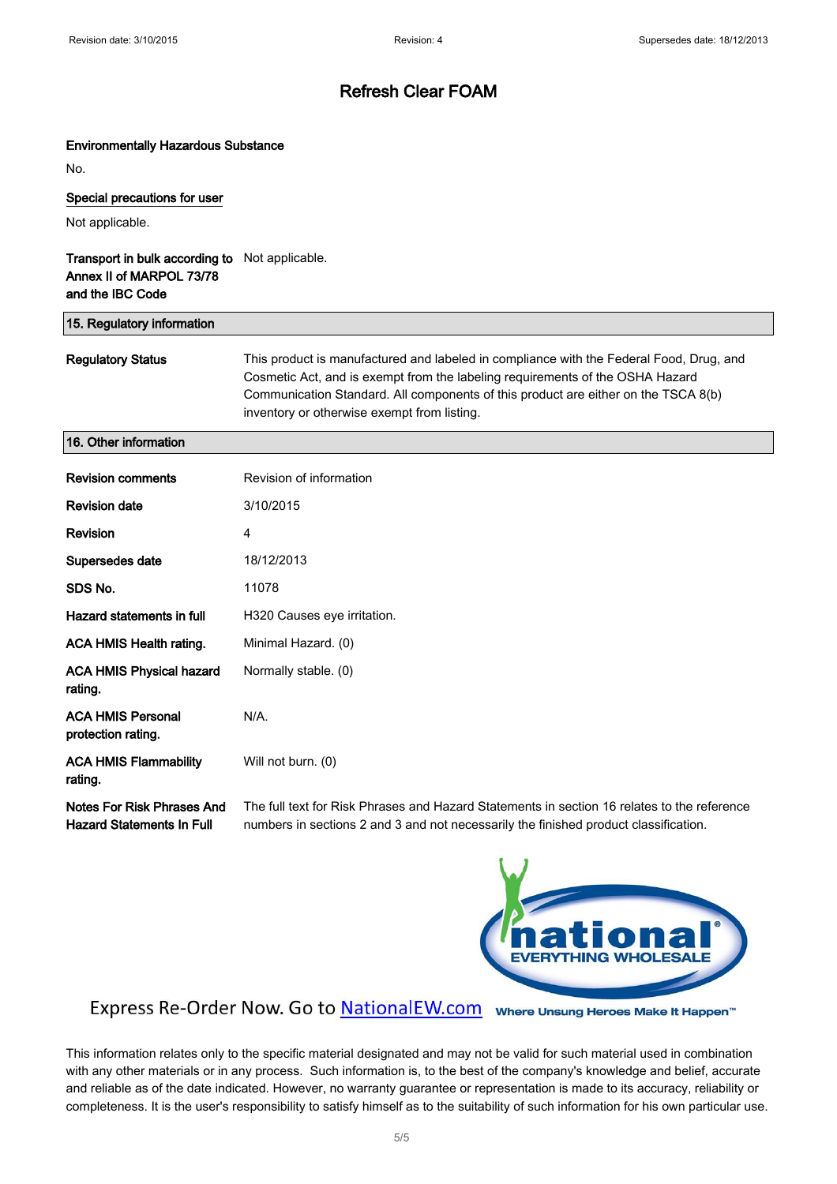# Refresh Clear FOAM

**Environmentally Hazardous Substance**

No.

**Special precautions for user**

Not applicable.

| | |
|---|---|
| **Transport in bulk according to Annex II of MARPOL 73/78 and the IBC Code** | Not applicable. |

## 15. Regulatory information

| | |
|---|---|
| **Regulatory Status** | This product is manufactured and labeled in compliance with the Federal Food, Drug, and Cosmetic Act, and is exempt from the labeling requirements of the OSHA Hazard Communication Standard. All components of this product are either on the TSCA 8(b) inventory or otherwise exempt from listing. |

## 16. Other information

| | |
|---|---|
| **Revision comments** | Revision of information |
| **Revision date** | 3/10/2015 |
| **Revision** | 4 |
| **Supersedes date** | 18/12/2013 |
| **SDS No.** | 11078 |
| **Hazard statements in full** | H320 Causes eye irritation. |
| **ACA HMIS Health rating.** | Minimal Hazard. (0) |
| **ACA HMIS Physical hazard rating.** | Normally stable. (0) |
| **ACA HMIS Personal protection rating.** | N/A. |
| **ACA HMIS Flammability rating.** | Will not burn. (0) |
| **Notes For Risk Phrases And Hazard Statements In Full** | The full text for Risk Phrases and Hazard Statements in section 16 relates to the reference numbers in sections 2 and 3 and not necessarily the finished product classification. |

national® EVERYTHING WHOLESALE

Express Re-Order Now. Go to [NationalEW.com](http://NationalEW.com) Where Unsung Heroes Make It Happen™

This information relates only to the specific material designated and may not be valid for such material used in combination with any other materials or in any process. Such information is, to the best of the company's knowledge and belief, accurate and reliable as of the date indicated. However, no warranty guarantee or representation is made to its accuracy, reliability or completeness. It is the user's responsibility to satisfy himself as to the suitability of such information for his own particular use.